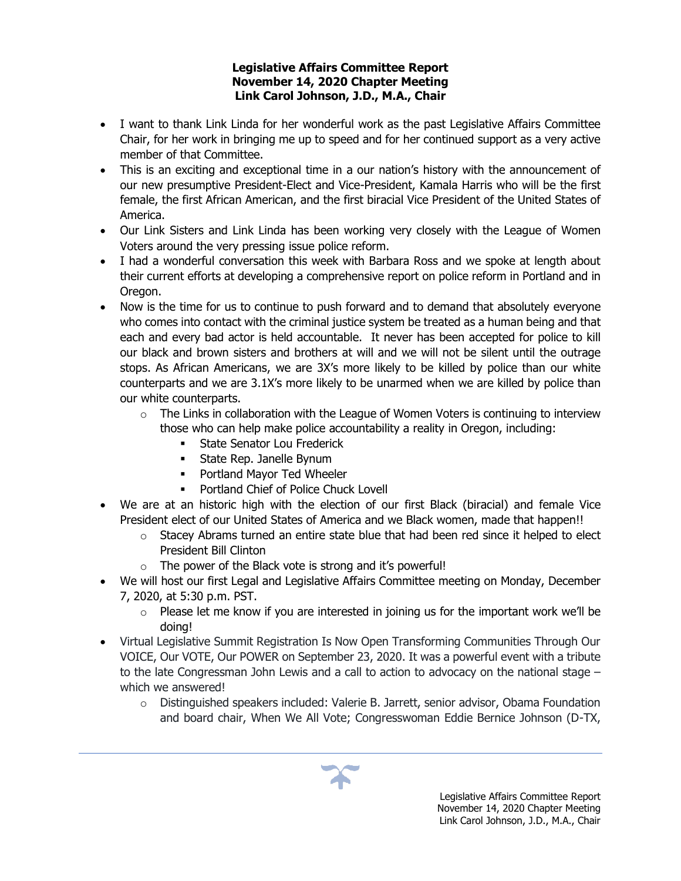**Legislative Affairs Committee Report**
**November 14, 2020 Chapter Meeting**
**Link Carol Johnson, J.D., M.A., Chair**

- I want to thank Link Linda for her wonderful work as the past Legislative Affairs Committee Chair, for her work in bringing me up to speed and for her continued support as a very active member of that Committee.
- This is an exciting and exceptional time in a our nation's history with the announcement of our new presumptive President-Elect and Vice-President, Kamala Harris who will be the first female, the first African American, and the first biracial Vice President of the United States of America.
- Our Link Sisters and Link Linda has been working very closely with the League of Women Voters around the very pressing issue police reform.
- I had a wonderful conversation this week with Barbara Ross and we spoke at length about their current efforts at developing a comprehensive report on police reform in Portland and in Oregon.
- Now is the time for us to continue to push forward and to demand that absolutely everyone who comes into contact with the criminal justice system be treated as a human being and that each and every bad actor is held accountable. It never has been accepted for police to kill our black and brown sisters and brothers at will and we will not be silent until the outrage stops. As African Americans, we are 3X's more likely to be killed by police than our white counterparts and we are 3.1X's more likely to be unarmed when we are killed by police than our white counterparts.
  - The Links in collaboration with the League of Women Voters is continuing to interview those who can help make police accountability a reality in Oregon, including:
    - State Senator Lou Frederick
    - State Rep. Janelle Bynum
    - Portland Mayor Ted Wheeler
    - Portland Chief of Police Chuck Lovell
- We are at an historic high with the election of our first Black (biracial) and female Vice President elect of our United States of America and we Black women, made that happen!!
  - Stacey Abrams turned an entire state blue that had been red since it helped to elect President Bill Clinton
  - The power of the Black vote is strong and it's powerful!
- We will host our first Legal and Legislative Affairs Committee meeting on Monday, December 7, 2020, at 5:30 p.m. PST.
  - Please let me know if you are interested in joining us for the important work we'll be doing!
- Virtual Legislative Summit Registration Is Now Open Transforming Communities Through Our VOICE, Our VOTE, Our POWER on September 23, 2020. It was a powerful event with a tribute to the late Congressman John Lewis and a call to action to advocacy on the national stage – which we answered!
  - Distinguished speakers included: Valerie B. Jarrett, senior advisor, Obama Foundation and board chair, When We All Vote; Congresswoman Eddie Bernice Johnson (D-TX,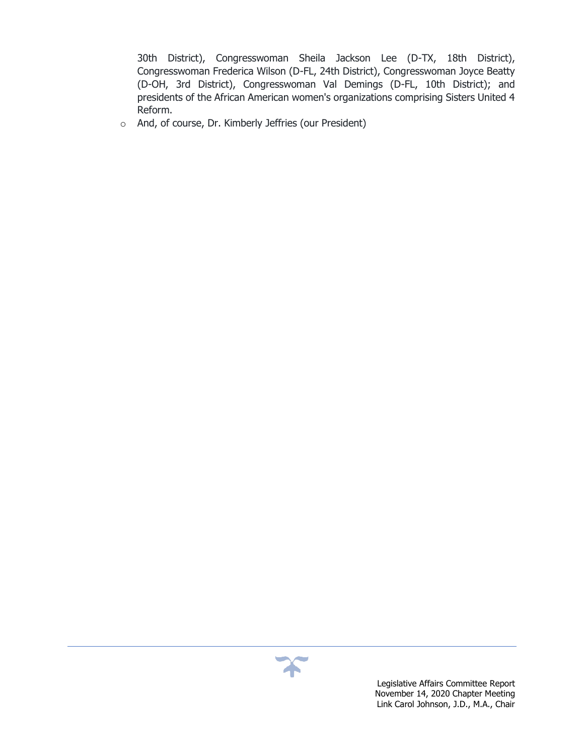30th District), Congresswoman Sheila Jackson Lee (D-TX, 18th District), Congresswoman Frederica Wilson (D-FL, 24th District), Congresswoman Joyce Beatty (D-OH, 3rd District), Congresswoman Val Demings (D-FL, 10th District); and presidents of the African American women's organizations comprising Sisters United 4 Reform.

- And, of course, Dr. Kimberly Jeffries (our President)